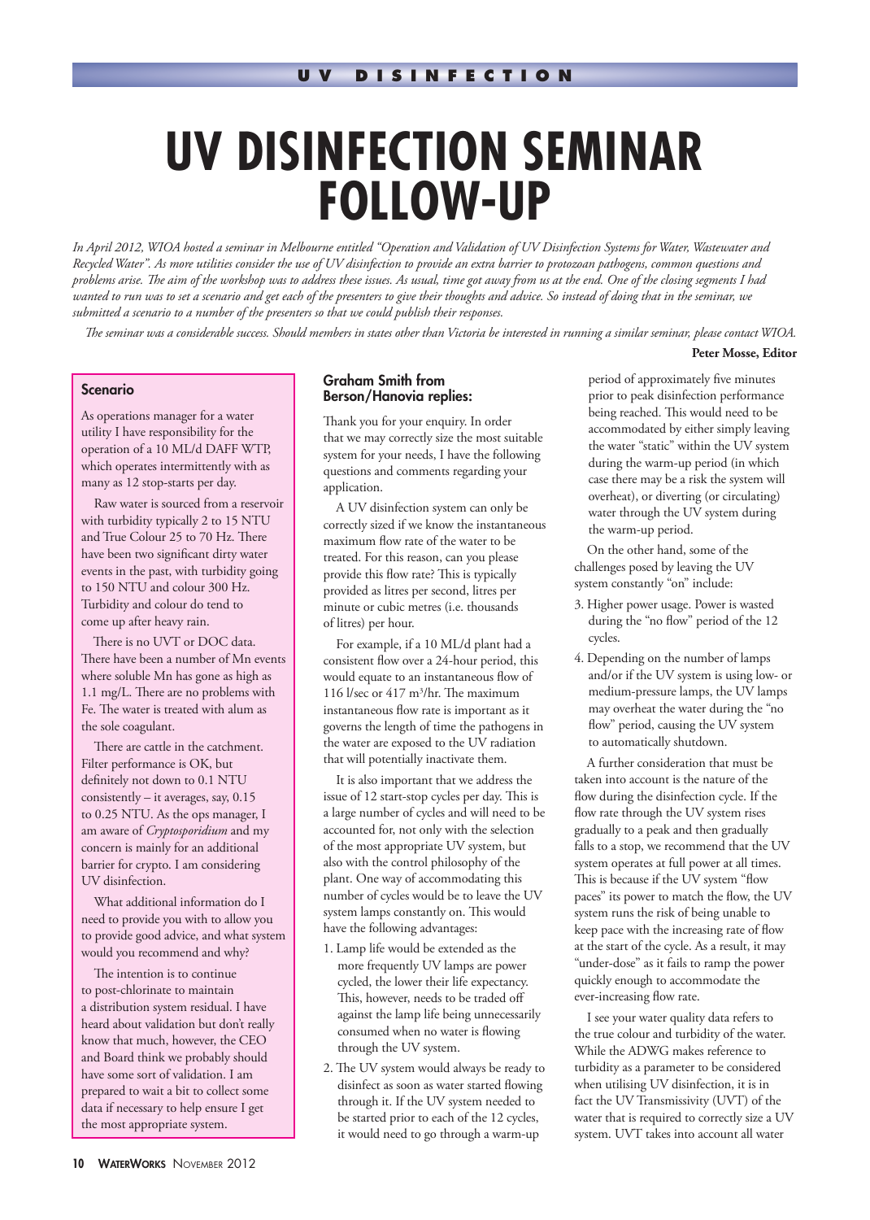# UV DISINFECTION SEMINAR FOLLOW-UP

*In April 2012, WIOA hosted a seminar in Melbourne entitled "Operation and Validation of UV Disinfection Systems for Water, Wastewater and Recycled Water". As more utilities consider the use of UV disinfection to provide an extra barrier to protozoan pathogens, common questions and problems arise. The aim of the workshop was to address these issues. As usual, time got away from us at the end. One of the closing segments I had wanted to run was to set a scenario and get each of the presenters to give their thoughts and advice. So instead of doing that in the seminar, we submitted a scenario to a number of the presenters so that we could publish their responses.*

*The seminar was a considerable success. Should members in states other than Victoria be interested in running a similar seminar, please contact WIOA.*

**Peter Mosse, Editor**

## Scenario

As operations manager for a water utility I have responsibility for the operation of a 10 ML/d DAFF WTP, which operates intermittently with as many as 12 stop-starts per day.

Raw water is sourced from a reservoir with turbidity typically 2 to 15 NTU and True Colour 25 to 70 Hz. There have been two significant dirty water events in the past, with turbidity going to 150 NTU and colour 300 Hz. Turbidity and colour do tend to come up after heavy rain.

There is no UVT or DOC data. There have been a number of Mn events where soluble Mn has gone as high as 1.1 mg/L. There are no problems with Fe. The water is treated with alum as the sole coagulant.

There are cattle in the catchment. Filter performance is OK, but definitely not down to 0.1 NTU consistently – it averages, say, 0.15 to 0.25 NTU. As the ops manager, I am aware of *Cryptosporidium* and my concern is mainly for an additional barrier for crypto. I am considering UV disinfection.

What additional information do I need to provide you with to allow you to provide good advice, and what system would you recommend and why?

The intention is to continue to post-chlorinate to maintain a distribution system residual. I have heard about validation but don't really know that much, however, the CEO and Board think we probably should have some sort of validation. I am prepared to wait a bit to collect some data if necessary to help ensure I get the most appropriate system.

## Graham Smith from Berson/Hanovia replies:

Thank you for your enquiry. In order that we may correctly size the most suitable system for your needs, I have the following questions and comments regarding your application.

A UV disinfection system can only be correctly sized if we know the instantaneous maximum flow rate of the water to be treated. For this reason, can you please provide this flow rate? This is typically provided as litres per second, litres per minute or cubic metres (i.e. thousands of litres) per hour.

For example, if a 10 ML/d plant had a consistent flow over a 24-hour period, this would equate to an instantaneous flow of 116 l/sec or 417 m$^3$/hr. The maximum instantaneous flow rate is important as it governs the length of time the pathogens in the water are exposed to the UV radiation that will potentially inactivate them.

It is also important that we address the issue of 12 start-stop cycles per day. This is a large number of cycles and will need to be accounted for, not only with the selection of the most appropriate UV system, but also with the control philosophy of the plant. One way of accommodating this number of cycles would be to leave the UV system lamps constantly on. This would have the following advantages:

1. Lamp life would be extended as the more frequently UV lamps are power cycled, the lower their life expectancy. This, however, needs to be traded off against the lamp life being unnecessarily consumed when no water is flowing through the UV system.
2. The UV system would always be ready to disinfect as soon as water started flowing through it. If the UV system needed to be started prior to each of the 12 cycles, it would need to go through a warm-up period of approximately five minutes prior to peak disinfection performance being reached. This would need to be accommodated by either simply leaving the water "static" within the UV system during the warm-up period (in which case there may be a risk the system will overheat), or diverting (or circulating) water through the UV system during the warm-up period.

On the other hand, some of the challenges posed by leaving the UV system constantly "on" include:

3. Higher power usage. Power is wasted during the "no flow" period of the 12 cycles.
4. Depending on the number of lamps and/or if the UV system is using low- or medium-pressure lamps, the UV lamps may overheat the water during the "no flow" period, causing the UV system to automatically shutdown.

A further consideration that must be taken into account is the nature of the flow during the disinfection cycle. If the flow rate through the UV system rises gradually to a peak and then gradually falls to a stop, we recommend that the UV system operates at full power at all times. This is because if the UV system "flow paces" its power to match the flow, the UV system runs the risk of being unable to keep pace with the increasing rate of flow at the start of the cycle. As a result, it may "under-dose" as it fails to ramp the power quickly enough to accommodate the ever-increasing flow rate.

I see your water quality data refers to the true colour and turbidity of the water. While the ADWG makes reference to turbidity as a parameter to be considered when utilising UV disinfection, it is in fact the UV Transmissivity (UVT) of the water that is required to correctly size a UV system. UVT takes into account all water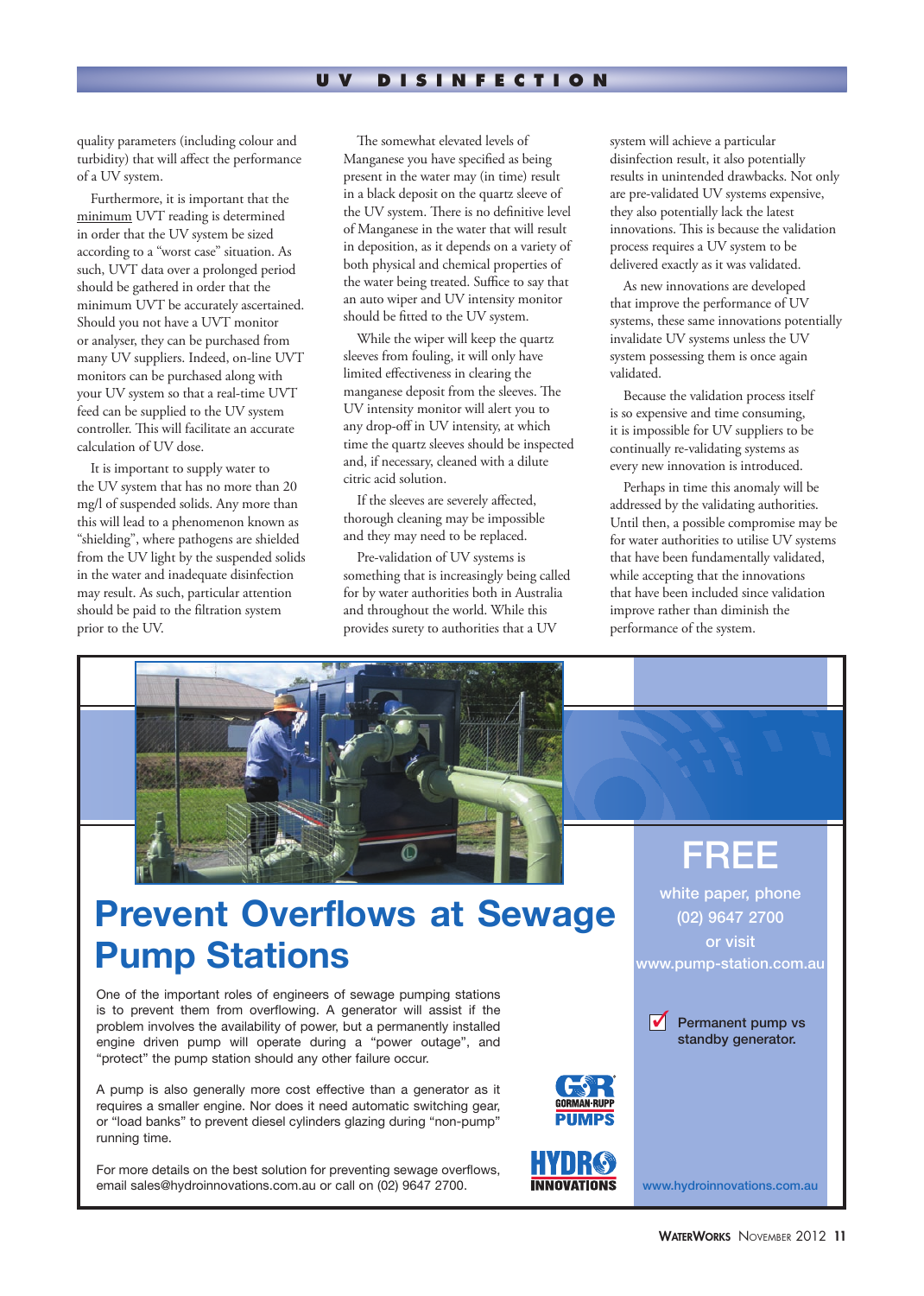quality parameters (including colour and turbidity) that will affect the performance of a UV system.

Furthermore, it is important that the minimum UVT reading is determined in order that the UV system be sized according to a "worst case" situation. As such, UVT data over a prolonged period should be gathered in order that the minimum UVT be accurately ascertained. Should you not have a UVT monitor or analyser, they can be purchased from many UV suppliers. Indeed, on-line UVT monitors can be purchased along with your UV system so that a real-time UVT feed can be supplied to the UV system controller. This will facilitate an accurate calculation of UV dose.

It is important to supply water to the UV system that has no more than 20 mg/l of suspended solids. Any more than this will lead to a phenomenon known as "shielding", where pathogens are shielded from the UV light by the suspended solids in the water and inadequate disinfection may result. As such, particular attention should be paid to the filtration system prior to the UV.

The somewhat elevated levels of Manganese you have specified as being present in the water may (in time) result in a black deposit on the quartz sleeve of the UV system. There is no definitive level of Manganese in the water that will result in deposition, as it depends on a variety of both physical and chemical properties of the water being treated. Suffice to say that an auto wiper and UV intensity monitor should be fitted to the UV system.

While the wiper will keep the quartz sleeves from fouling, it will only have limited effectiveness in clearing the manganese deposit from the sleeves. The UV intensity monitor will alert you to any drop-off in UV intensity, at which time the quartz sleeves should be inspected and, if necessary, cleaned with a dilute citric acid solution.

If the sleeves are severely affected, thorough cleaning may be impossible and they may need to be replaced.

Pre-validation of UV systems is something that is increasingly being called for by water authorities both in Australia and throughout the world. While this provides surety to authorities that a UV system will achieve a particular disinfection result, it also potentially results in unintended drawbacks. Not only are pre-validated UV systems expensive, they also potentially lack the latest innovations. This is because the validation process requires a UV system to be delivered exactly as it was validated.

As new innovations are developed that improve the performance of UV systems, these same innovations potentially invalidate UV systems unless the UV system possessing them is once again validated.

Because the validation process itself is so expensive and time consuming, it is impossible for UV suppliers to be continually re-validating systems as every new innovation is introduced.

Perhaps in time this anomaly will be addressed by the validating authorities. Until then, a possible compromise may be for water authorities to utilise UV systems that have been fundamentally validated, while accepting that the innovations that have been included since validation improve rather than diminish the performance of the system.

# Prevent Overflows at Sewage Pump Stations

One of the important roles of engineers of sewage pumping stations is to prevent them from overflowing. A generator will assist if the problem involves the availability of power, but a permanently installed engine driven pump will operate during a "power outage", and "protect" the pump station should any other failure occur.

A pump is also generally more cost effective than a generator as it requires a smaller engine. Nor does it need automatic switching gear, or "load banks" to prevent diesel cylinders glazing during "non-pump" running time.

For more details on the best solution for preventing sewage overflows, email sales@hydroinnovations.com.au or call on (02) 9647 2700.

**FREE**

white paper, phone (02) 9647 2700 or visit www.pump-station.com.au

☑ Permanent pump vs standby generator.

GORMAN-RUPP PUMPS

HYDRO INNOVATIONS

www.hydroinnovations.com.au